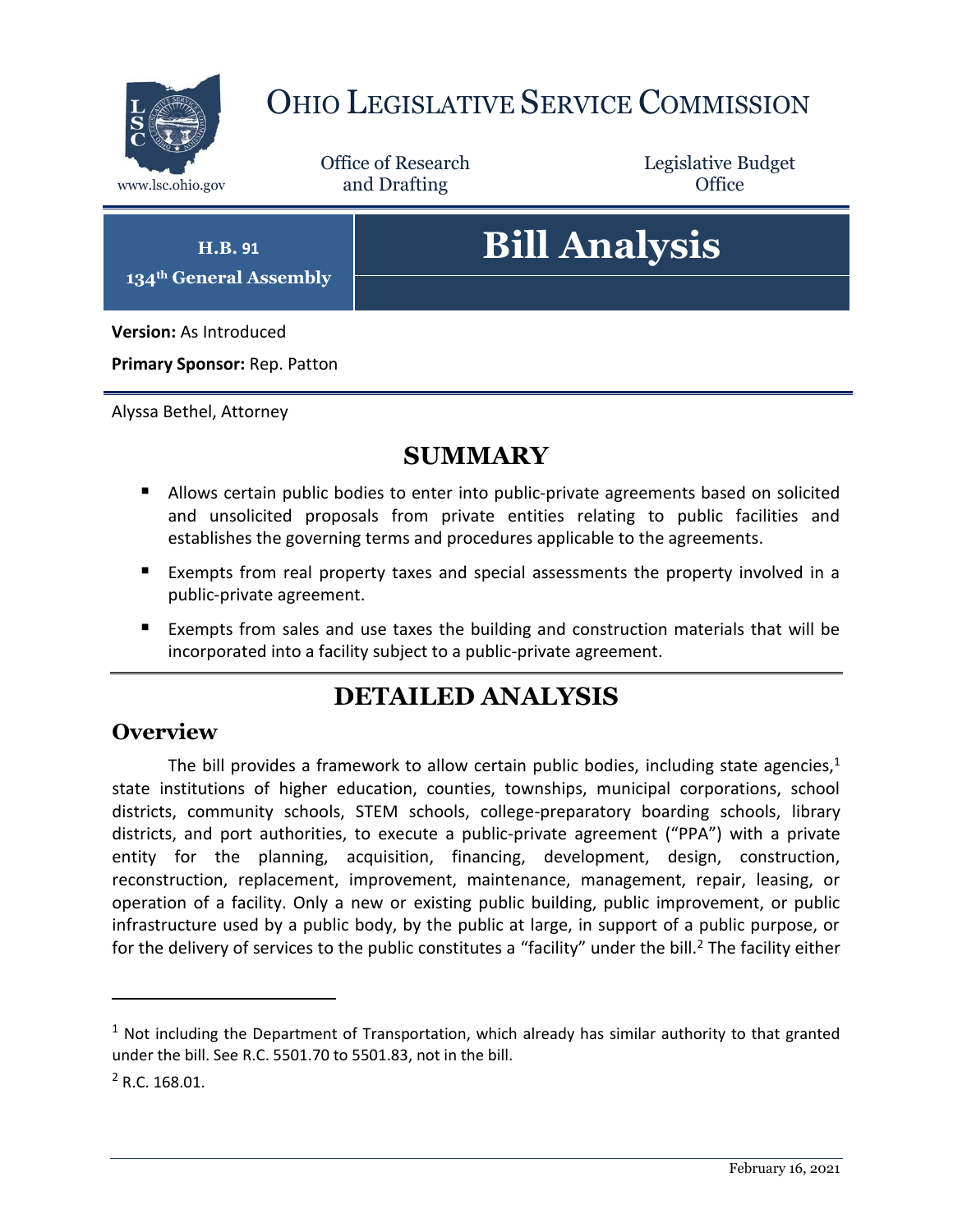# OHIO LEGISLATIVE SERVICE COMMISSION

www.lsc.ohio.gov

Office of Research and Drafting

Legislative Budget Office

**H.B. 91**

**134th General Assembly**

# Bill Analysis

**Version:** As Introduced

**Primary Sponsor:** Rep. Patton

Alyssa Bethel, Attorney

## SUMMARY

- Allows certain public bodies to enter into public-private agreements based on solicited and unsolicited proposals from private entities relating to public facilities and establishes the governing terms and procedures applicable to the agreements.
- Exempts from real property taxes and special assessments the property involved in a public-private agreement.
- Exempts from sales and use taxes the building and construction materials that will be incorporated into a facility subject to a public-private agreement.

## DETAILED ANALYSIS

### Overview

The bill provides a framework to allow certain public bodies, including state agencies,[1] state institutions of higher education, counties, townships, municipal corporations, school districts, community schools, STEM schools, college-preparatory boarding schools, library districts, and port authorities, to execute a public-private agreement ("PPA") with a private entity for the planning, acquisition, financing, development, design, construction, reconstruction, replacement, improvement, maintenance, management, repair, leasing, or operation of a facility. Only a new or existing public building, public improvement, or public infrastructure used by a public body, by the public at large, in support of a public purpose, or for the delivery of services to the public constitutes a "facility" under the bill.[2] The facility either

[1] Not including the Department of Transportation, which already has similar authority to that granted under the bill. See R.C. 5501.70 to 5501.83, not in the bill.

[2] R.C. 168.01.

February 16, 2021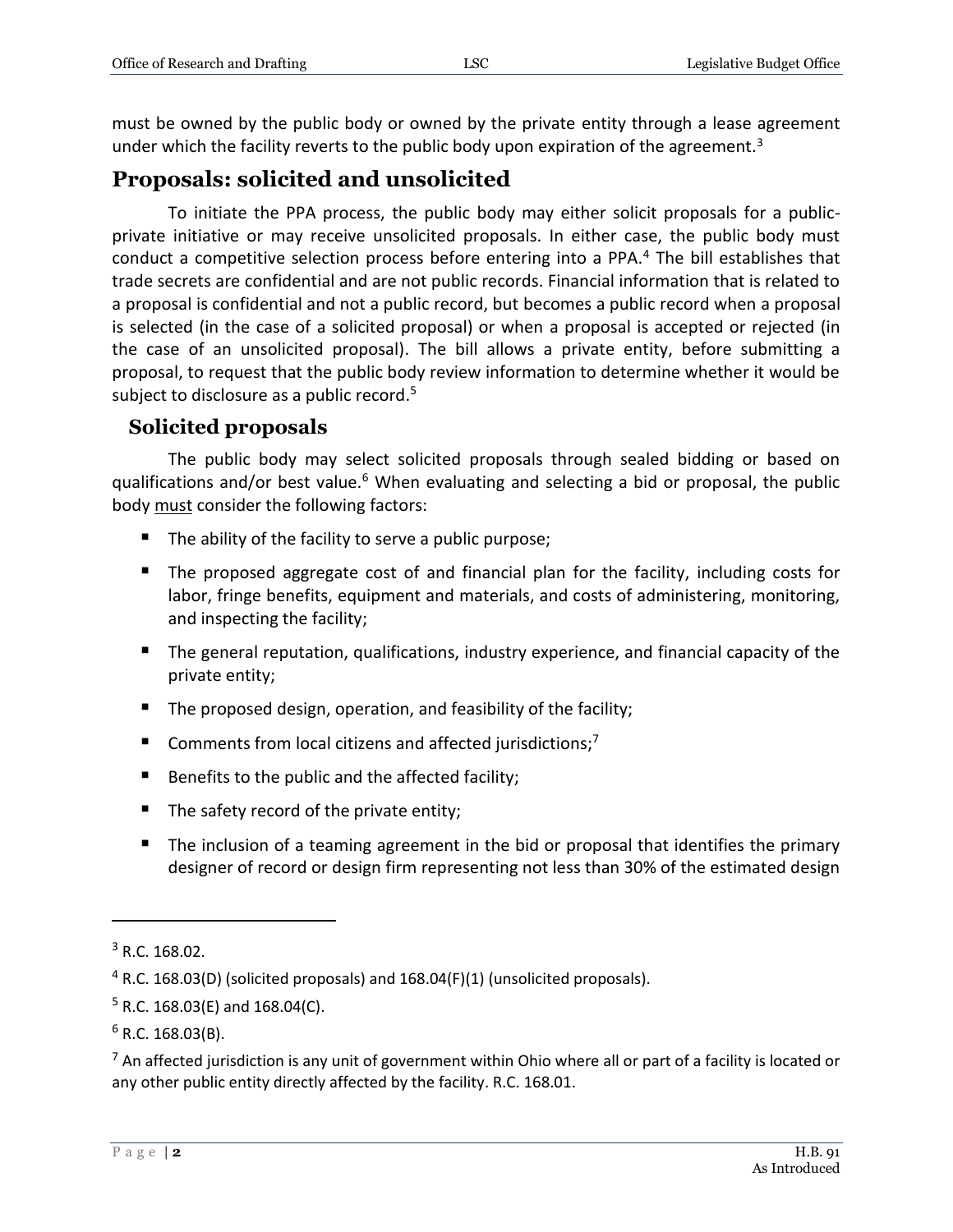must be owned by the public body or owned by the private entity through a lease agreement under which the facility reverts to the public body upon expiration of the agreement.[3]

## Proposals: solicited and unsolicited

To initiate the PPA process, the public body may either solicit proposals for a public-private initiative or may receive unsolicited proposals. In either case, the public body must conduct a competitive selection process before entering into a PPA.[4] The bill establishes that trade secrets are confidential and are not public records. Financial information that is related to a proposal is confidential and not a public record, but becomes a public record when a proposal is selected (in the case of a solicited proposal) or when a proposal is accepted or rejected (in the case of an unsolicited proposal). The bill allows a private entity, before submitting a proposal, to request that the public body review information to determine whether it would be subject to disclosure as a public record.[5]

### Solicited proposals

The public body may select solicited proposals through sealed bidding or based on qualifications and/or best value.[6] When evaluating and selecting a bid or proposal, the public body must consider the following factors:

- The ability of the facility to serve a public purpose;
- The proposed aggregate cost of and financial plan for the facility, including costs for labor, fringe benefits, equipment and materials, and costs of administering, monitoring, and inspecting the facility;
- The general reputation, qualifications, industry experience, and financial capacity of the private entity;
- The proposed design, operation, and feasibility of the facility;
- Comments from local citizens and affected jurisdictions;[7]
- Benefits to the public and the affected facility;
- The safety record of the private entity;
- The inclusion of a teaming agreement in the bid or proposal that identifies the primary designer of record or design firm representing not less than 30% of the estimated design

---

[3] R.C. 168.02.

[4] R.C. 168.03(D) (solicited proposals) and 168.04(F)(1) (unsolicited proposals).

[5] R.C. 168.03(E) and 168.04(C).

[6] R.C. 168.03(B).

[7] An affected jurisdiction is any unit of government within Ohio where all or part of a facility is located or any other public entity directly affected by the facility. R.C. 168.01.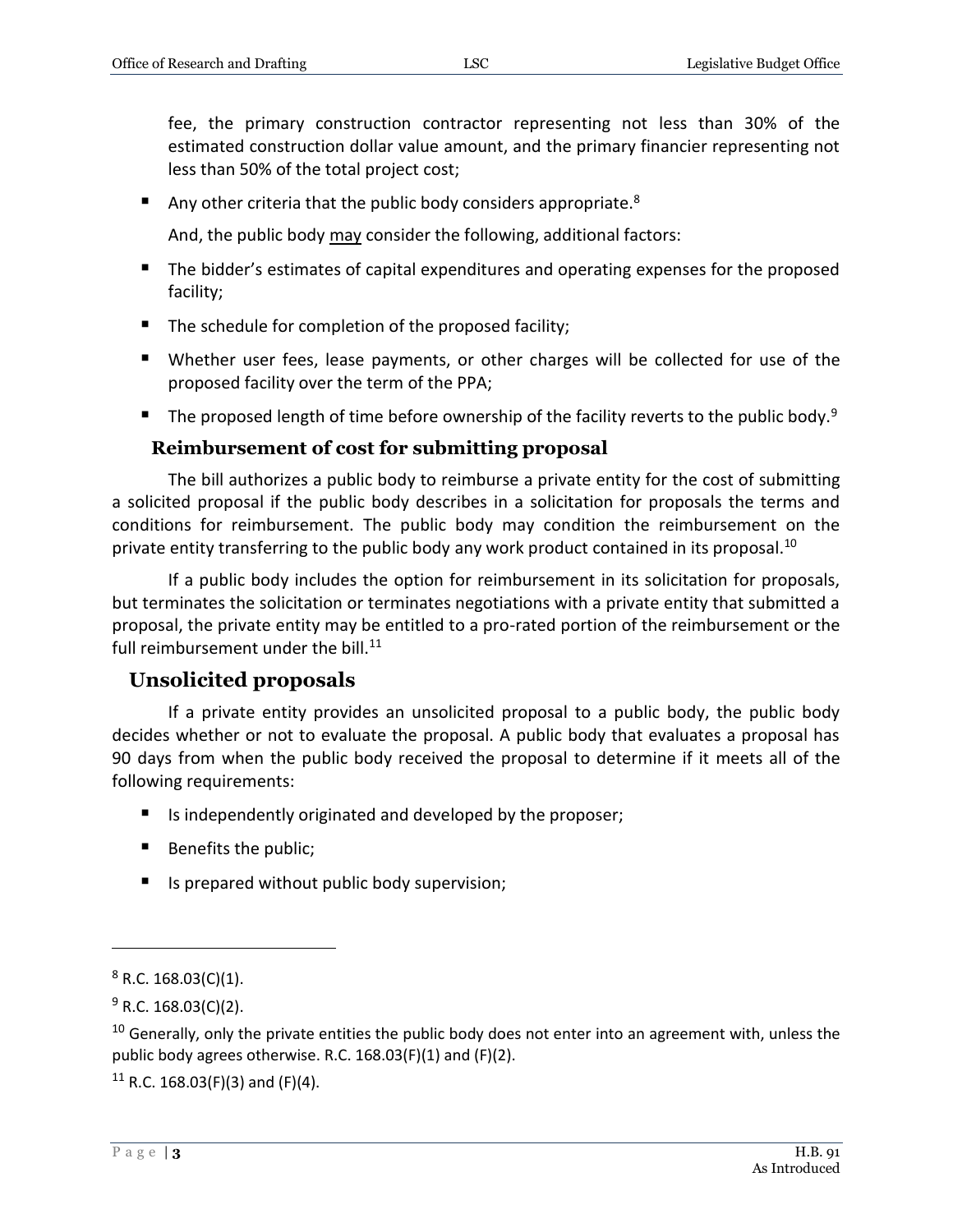fee, the primary construction contractor representing not less than 30% of the estimated construction dollar value amount, and the primary financier representing not less than 50% of the total project cost;

- Any other criteria that the public body considers appropriate.[8]

  And, the public body may consider the following, additional factors:

- The bidder's estimates of capital expenditures and operating expenses for the proposed facility;
- The schedule for completion of the proposed facility;
- Whether user fees, lease payments, or other charges will be collected for use of the proposed facility over the term of the PPA;
- The proposed length of time before ownership of the facility reverts to the public body.[9]

### Reimbursement of cost for submitting proposal

The bill authorizes a public body to reimburse a private entity for the cost of submitting a solicited proposal if the public body describes in a solicitation for proposals the terms and conditions for reimbursement. The public body may condition the reimbursement on the private entity transferring to the public body any work product contained in its proposal.[10]

If a public body includes the option for reimbursement in its solicitation for proposals, but terminates the solicitation or terminates negotiations with a private entity that submitted a proposal, the private entity may be entitled to a pro-rated portion of the reimbursement or the full reimbursement under the bill.[11]

## Unsolicited proposals

If a private entity provides an unsolicited proposal to a public body, the public body decides whether or not to evaluate the proposal. A public body that evaluates a proposal has 90 days from when the public body received the proposal to determine if it meets all of the following requirements:

- Is independently originated and developed by the proposer;
- Benefits the public;
- Is prepared without public body supervision;

---

[8] R.C. 168.03(C)(1).

[9] R.C. 168.03(C)(2).

[10] Generally, only the private entities the public body does not enter into an agreement with, unless the public body agrees otherwise. R.C. 168.03(F)(1) and (F)(2).

[11] R.C. 168.03(F)(3) and (F)(4).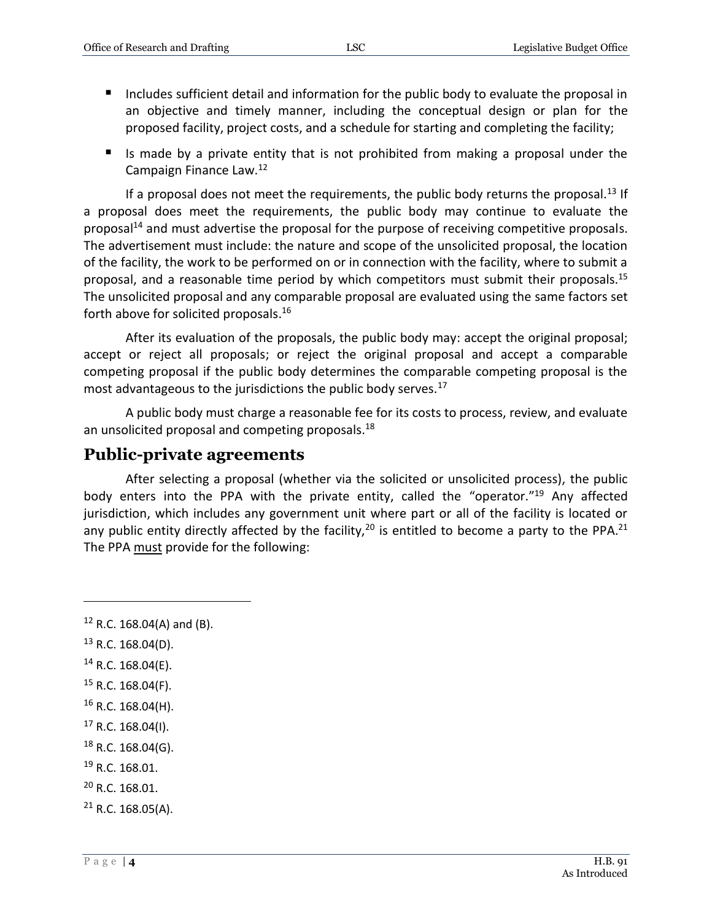- Includes sufficient detail and information for the public body to evaluate the proposal in an objective and timely manner, including the conceptual design or plan for the proposed facility, project costs, and a schedule for starting and completing the facility;
- Is made by a private entity that is not prohibited from making a proposal under the Campaign Finance Law.[12]

If a proposal does not meet the requirements, the public body returns the proposal.[13] If a proposal does meet the requirements, the public body may continue to evaluate the proposal[14] and must advertise the proposal for the purpose of receiving competitive proposals. The advertisement must include: the nature and scope of the unsolicited proposal, the location of the facility, the work to be performed on or in connection with the facility, where to submit a proposal, and a reasonable time period by which competitors must submit their proposals.[15] The unsolicited proposal and any comparable proposal are evaluated using the same factors set forth above for solicited proposals.[16]

After its evaluation of the proposals, the public body may: accept the original proposal; accept or reject all proposals; or reject the original proposal and accept a comparable competing proposal if the public body determines the comparable competing proposal is the most advantageous to the jurisdictions the public body serves.[17]

A public body must charge a reasonable fee for its costs to process, review, and evaluate an unsolicited proposal and competing proposals.[18]

## Public-private agreements

After selecting a proposal (whether via the solicited or unsolicited process), the public body enters into the PPA with the private entity, called the "operator."[19] Any affected jurisdiction, which includes any government unit where part or all of the facility is located or any public entity directly affected by the facility,[20] is entitled to become a party to the PPA.[21] The PPA must provide for the following:

---

[12] R.C. 168.04(A) and (B).

[13] R.C. 168.04(D).

[14] R.C. 168.04(E).

[15] R.C. 168.04(F).

[16] R.C. 168.04(H).

[17] R.C. 168.04(I).

[18] R.C. 168.04(G).

[19] R.C. 168.01.

[20] R.C. 168.01.

[21] R.C. 168.05(A).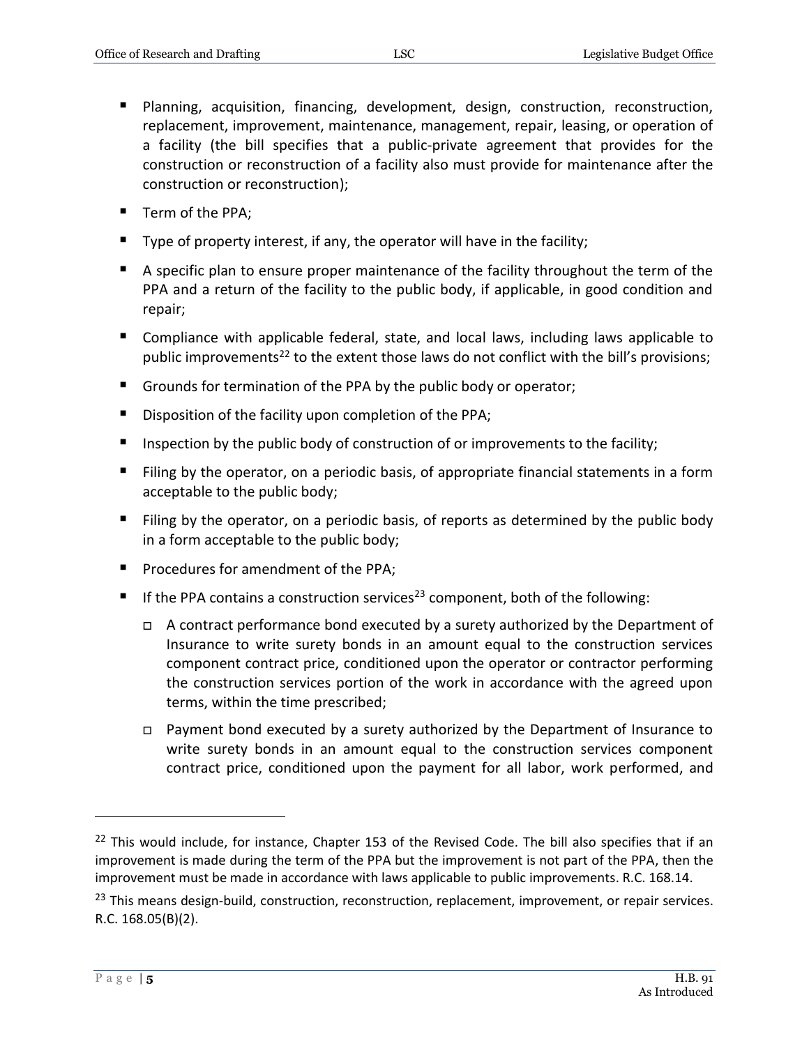- Planning, acquisition, financing, development, design, construction, reconstruction, replacement, improvement, maintenance, management, repair, leasing, or operation of a facility (the bill specifies that a public-private agreement that provides for the construction or reconstruction of a facility also must provide for maintenance after the construction or reconstruction);
- Term of the PPA;
- Type of property interest, if any, the operator will have in the facility;
- A specific plan to ensure proper maintenance of the facility throughout the term of the PPA and a return of the facility to the public body, if applicable, in good condition and repair;
- Compliance with applicable federal, state, and local laws, including laws applicable to public improvements[22] to the extent those laws do not conflict with the bill's provisions;
- Grounds for termination of the PPA by the public body or operator;
- Disposition of the facility upon completion of the PPA;
- Inspection by the public body of construction of or improvements to the facility;
- Filing by the operator, on a periodic basis, of appropriate financial statements in a form acceptable to the public body;
- Filing by the operator, on a periodic basis, of reports as determined by the public body in a form acceptable to the public body;
- Procedures for amendment of the PPA;
- If the PPA contains a construction services[23] component, both of the following:
  - A contract performance bond executed by a surety authorized by the Department of Insurance to write surety bonds in an amount equal to the construction services component contract price, conditioned upon the operator or contractor performing the construction services portion of the work in accordance with the agreed upon terms, within the time prescribed;
  - Payment bond executed by a surety authorized by the Department of Insurance to write surety bonds in an amount equal to the construction services component contract price, conditioned upon the payment for all labor, work performed, and

---

[22] This would include, for instance, Chapter 153 of the Revised Code. The bill also specifies that if an improvement is made during the term of the PPA but the improvement is not part of the PPA, then the improvement must be made in accordance with laws applicable to public improvements. R.C. 168.14.

[23] This means design-build, construction, reconstruction, replacement, improvement, or repair services. R.C. 168.05(B)(2).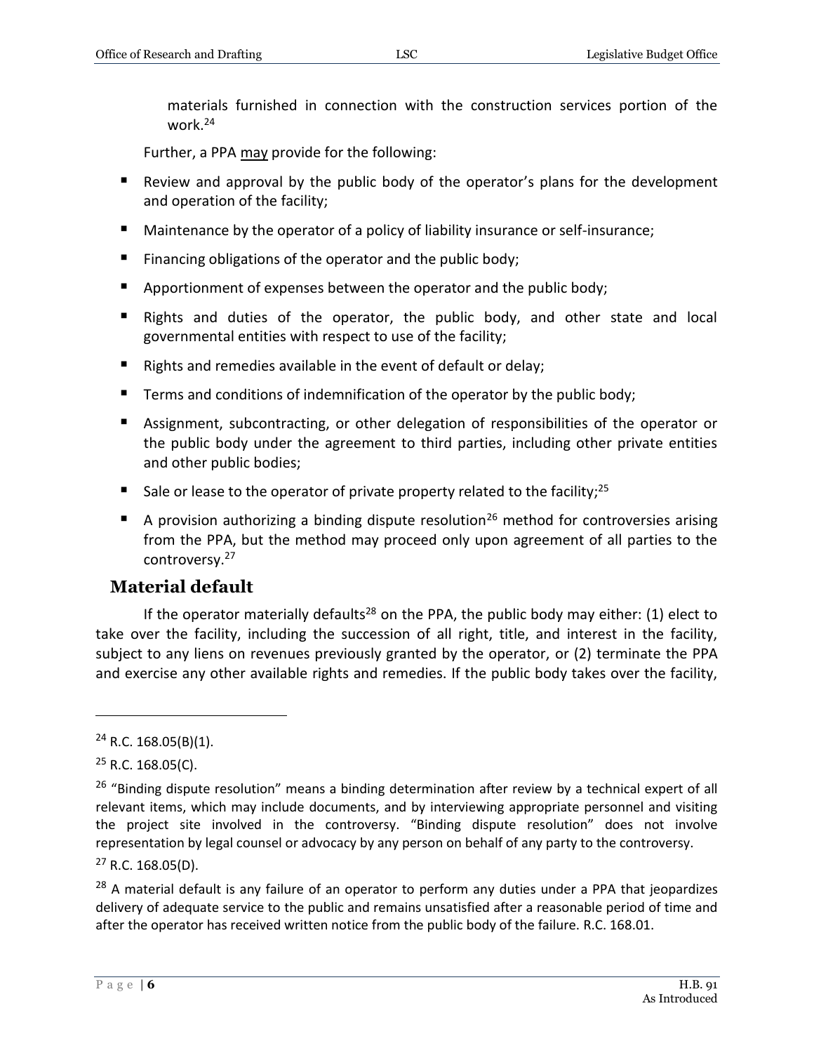materials furnished in connection with the construction services portion of the work.[24]

Further, a PPA <u>may</u> provide for the following:

- Review and approval by the public body of the operator's plans for the development and operation of the facility;
- Maintenance by the operator of a policy of liability insurance or self-insurance;
- Financing obligations of the operator and the public body;
- Apportionment of expenses between the operator and the public body;
- Rights and duties of the operator, the public body, and other state and local governmental entities with respect to use of the facility;
- Rights and remedies available in the event of default or delay;
- Terms and conditions of indemnification of the operator by the public body;
- Assignment, subcontracting, or other delegation of responsibilities of the operator or the public body under the agreement to third parties, including other private entities and other public bodies;
- Sale or lease to the operator of private property related to the facility;[25]
- A provision authorizing a binding dispute resolution[26] method for controversies arising from the PPA, but the method may proceed only upon agreement of all parties to the controversy.[27]

## Material default

If the operator materially defaults[28] on the PPA, the public body may either: (1) elect to take over the facility, including the succession of all right, title, and interest in the facility, subject to any liens on revenues previously granted by the operator, or (2) terminate the PPA and exercise any other available rights and remedies. If the public body takes over the facility,

---

[24] R.C. 168.05(B)(1).

[25] R.C. 168.05(C).

[26] "Binding dispute resolution" means a binding determination after review by a technical expert of all relevant items, which may include documents, and by interviewing appropriate personnel and visiting the project site involved in the controversy. "Binding dispute resolution" does not involve representation by legal counsel or advocacy by any person on behalf of any party to the controversy.

[27] R.C. 168.05(D).

[28] A material default is any failure of an operator to perform any duties under a PPA that jeopardizes delivery of adequate service to the public and remains unsatisfied after a reasonable period of time and after the operator has received written notice from the public body of the failure. R.C. 168.01.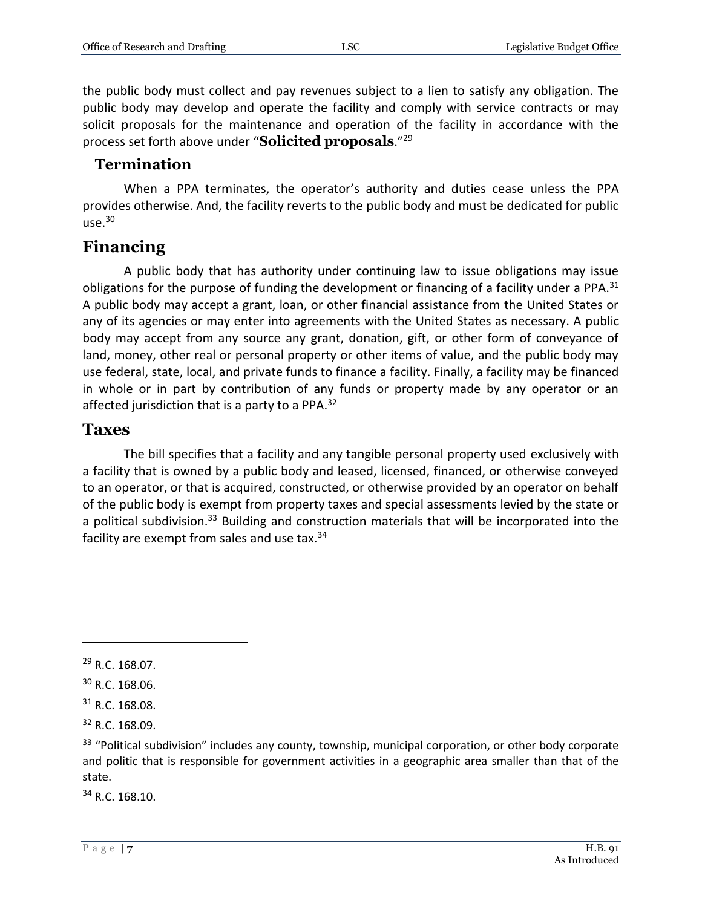the public body must collect and pay revenues subject to a lien to satisfy any obligation. The public body may develop and operate the facility and comply with service contracts or may solicit proposals for the maintenance and operation of the facility in accordance with the process set forth above under "**Solicited proposals**."[29]

### Termination

When a PPA terminates, the operator's authority and duties cease unless the PPA provides otherwise. And, the facility reverts to the public body and must be dedicated for public use.[30]

## Financing

A public body that has authority under continuing law to issue obligations may issue obligations for the purpose of funding the development or financing of a facility under a PPA.[31] A public body may accept a grant, loan, or other financial assistance from the United States or any of its agencies or may enter into agreements with the United States as necessary. A public body may accept from any source any grant, donation, gift, or other form of conveyance of land, money, other real or personal property or other items of value, and the public body may use federal, state, local, and private funds to finance a facility. Finally, a facility may be financed in whole or in part by contribution of any funds or property made by any operator or an affected jurisdiction that is a party to a PPA.[32]

## Taxes

The bill specifies that a facility and any tangible personal property used exclusively with a facility that is owned by a public body and leased, licensed, financed, or otherwise conveyed to an operator, or that is acquired, constructed, or otherwise provided by an operator on behalf of the public body is exempt from property taxes and special assessments levied by the state or a political subdivision.[33] Building and construction materials that will be incorporated into the facility are exempt from sales and use tax.[34]

---

[29] R.C. 168.07.

[30] R.C. 168.06.

[31] R.C. 168.08.

[32] R.C. 168.09.

[33] "Political subdivision" includes any county, township, municipal corporation, or other body corporate and politic that is responsible for government activities in a geographic area smaller than that of the state.

[34] R.C. 168.10.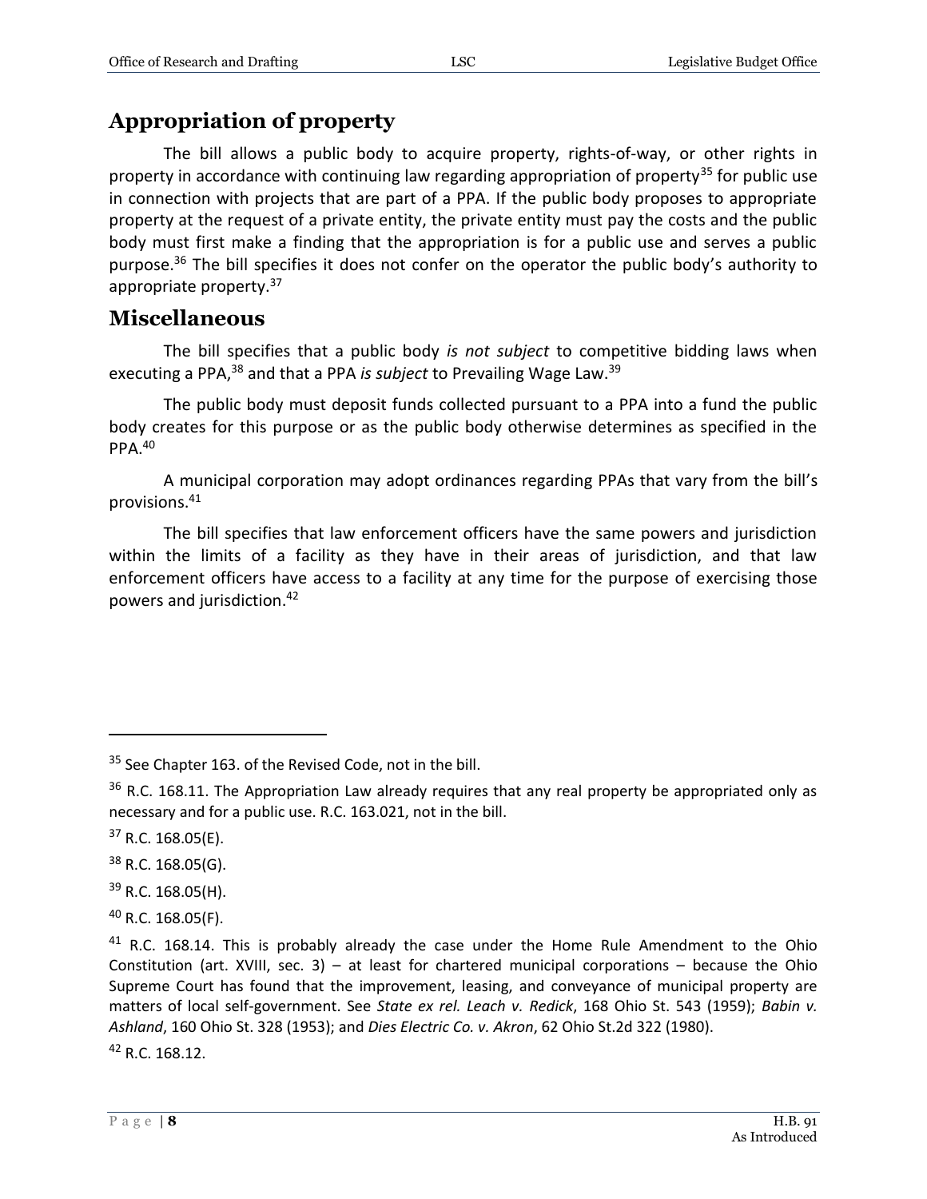## Appropriation of property

The bill allows a public body to acquire property, rights-of-way, or other rights in property in accordance with continuing law regarding appropriation of property[35] for public use in connection with projects that are part of a PPA. If the public body proposes to appropriate property at the request of a private entity, the private entity must pay the costs and the public body must first make a finding that the appropriation is for a public use and serves a public purpose.[36] The bill specifies it does not confer on the operator the public body's authority to appropriate property.[37]

## Miscellaneous

The bill specifies that a public body *is not subject* to competitive bidding laws when executing a PPA,[38] and that a PPA *is subject* to Prevailing Wage Law.[39]

The public body must deposit funds collected pursuant to a PPA into a fund the public body creates for this purpose or as the public body otherwise determines as specified in the PPA.[40]

A municipal corporation may adopt ordinances regarding PPAs that vary from the bill's provisions.[41]

The bill specifies that law enforcement officers have the same powers and jurisdiction within the limits of a facility as they have in their areas of jurisdiction, and that law enforcement officers have access to a facility at any time for the purpose of exercising those powers and jurisdiction.[42]

---

[35] See Chapter 163. of the Revised Code, not in the bill.

[36] R.C. 168.11. The Appropriation Law already requires that any real property be appropriated only as necessary and for a public use. R.C. 163.021, not in the bill.

[37] R.C. 168.05(E).

[38] R.C. 168.05(G).

[39] R.C. 168.05(H).

[40] R.C. 168.05(F).

[41] R.C. 168.14. This is probably already the case under the Home Rule Amendment to the Ohio Constitution (art. XVIII, sec. 3) – at least for chartered municipal corporations – because the Ohio Supreme Court has found that the improvement, leasing, and conveyance of municipal property are matters of local self-government. See *State ex rel. Leach v. Redick*, 168 Ohio St. 543 (1959); *Babin v. Ashland*, 160 Ohio St. 328 (1953); and *Dies Electric Co. v. Akron*, 62 Ohio St.2d 322 (1980).

[42] R.C. 168.12.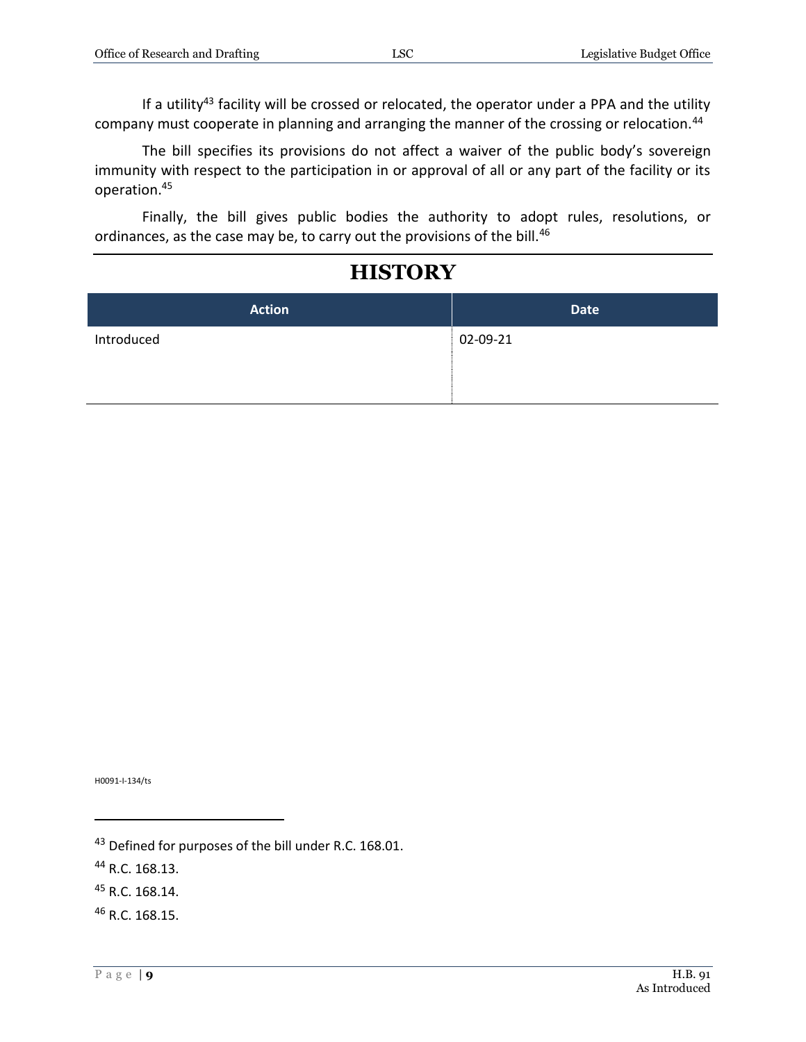If a utility[43] facility will be crossed or relocated, the operator under a PPA and the utility company must cooperate in planning and arranging the manner of the crossing or relocation.[44]

The bill specifies its provisions do not affect a waiver of the public body's sovereign immunity with respect to the participation in or approval of all or any part of the facility or its operation.[45]

Finally, the bill gives public bodies the authority to adopt rules, resolutions, or ordinances, as the case may be, to carry out the provisions of the bill.[46]

# HISTORY

| Action | Date |
|---|---|
| Introduced | 02-09-21 |

H0091-I-134/ts

[43] Defined for purposes of the bill under R.C. 168.01.

[44] R.C. 168.13.

[45] R.C. 168.14.

[46] R.C. 168.15.